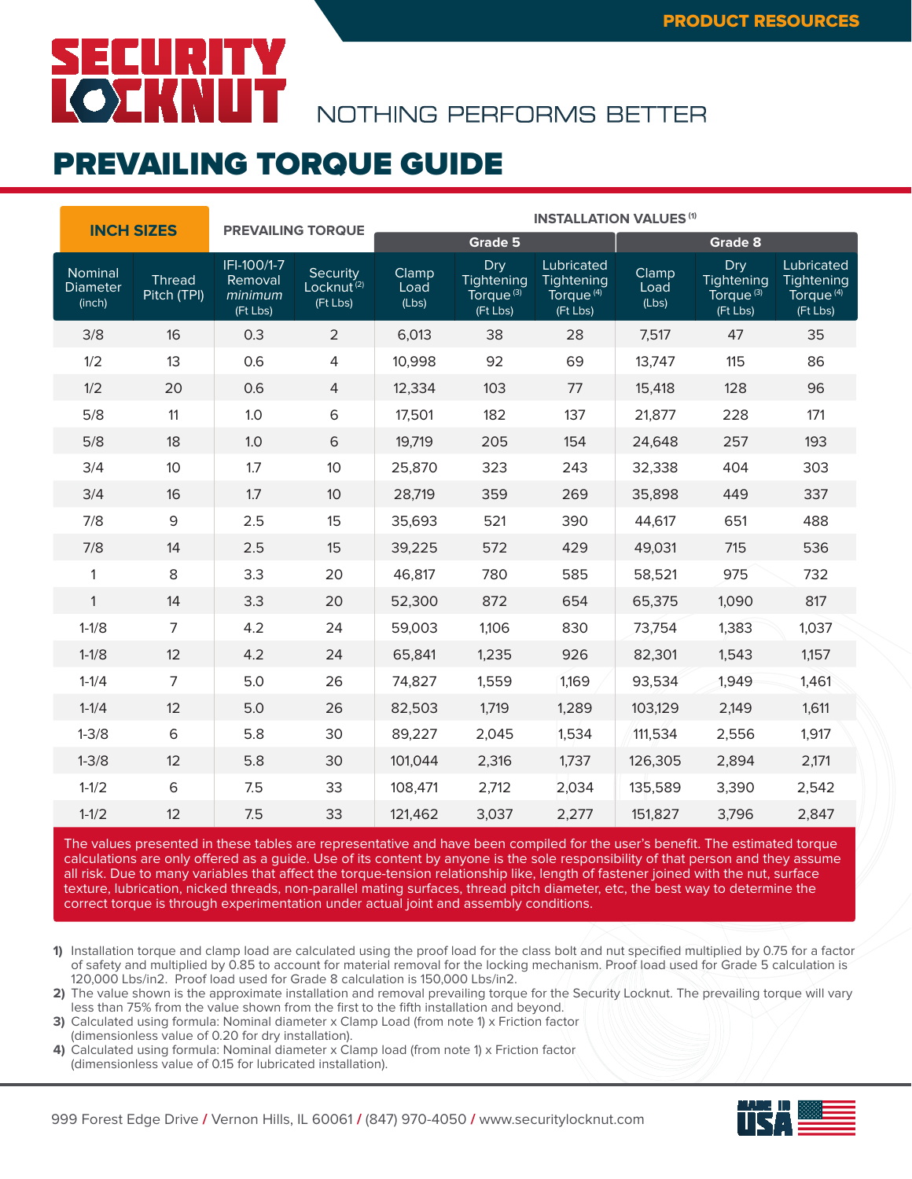PRODUCT RESOURCES

# SECURITY LOCKNUT

NOTHING PERFORMS BETTER

## PREVAILING TORQUE GUIDE

| INCH SIZES | | PREVAILING TORQUE | | INSTALLATION VALUES [1] | | | | | |
|---|---|---|---|---|---|---|---|---|---|
| | | | | Grade 5 | | | Grade 8 | | |
| Nominal Diameter (inch) | Thread Pitch (TPI) | IFI-100/1-7 Removal *minimum* (Ft Lbs) | Security Locknut [2] (Ft Lbs) | Clamp Load (Lbs) | Dry Tightening Torque [3] (Ft Lbs) | Lubricated Tightening Torque [4] (Ft Lbs) | Clamp Load (Lbs) | Dry Tightening Torque [3] (Ft Lbs) | Lubricated Tightening Torque [4] (Ft Lbs) |
| 3/8 | 16 | 0.3 | 2 | 6,013 | 38 | 28 | 7,517 | 47 | 35 |
| 1/2 | 13 | 0.6 | 4 | 10,998 | 92 | 69 | 13,747 | 115 | 86 |
| 1/2 | 20 | 0.6 | 4 | 12,334 | 103 | 77 | 15,418 | 128 | 96 |
| 5/8 | 11 | 1.0 | 6 | 17,501 | 182 | 137 | 21,877 | 228 | 171 |
| 5/8 | 18 | 1.0 | 6 | 19,719 | 205 | 154 | 24,648 | 257 | 193 |
| 3/4 | 10 | 1.7 | 10 | 25,870 | 323 | 243 | 32,338 | 404 | 303 |
| 3/4 | 16 | 1.7 | 10 | 28,719 | 359 | 269 | 35,898 | 449 | 337 |
| 7/8 | 9 | 2.5 | 15 | 35,693 | 521 | 390 | 44,617 | 651 | 488 |
| 7/8 | 14 | 2.5 | 15 | 39,225 | 572 | 429 | 49,031 | 715 | 536 |
| 1 | 8 | 3.3 | 20 | 46,817 | 780 | 585 | 58,521 | 975 | 732 |
| 1 | 14 | 3.3 | 20 | 52,300 | 872 | 654 | 65,375 | 1,090 | 817 |
| 1-1/8 | 7 | 4.2 | 24 | 59,003 | 1,106 | 830 | 73,754 | 1,383 | 1,037 |
| 1-1/8 | 12 | 4.2 | 24 | 65,841 | 1,235 | 926 | 82,301 | 1,543 | 1,157 |
| 1-1/4 | 7 | 5.0 | 26 | 74,827 | 1,559 | 1,169 | 93,534 | 1,949 | 1,461 |
| 1-1/4 | 12 | 5.0 | 26 | 82,503 | 1,719 | 1,289 | 103,129 | 2,149 | 1,611 |
| 1-3/8 | 6 | 5.8 | 30 | 89,227 | 2,045 | 1,534 | 111,534 | 2,556 | 1,917 |
| 1-3/8 | 12 | 5.8 | 30 | 101,044 | 2,316 | 1,737 | 126,305 | 2,894 | 2,171 |
| 1-1/2 | 6 | 7.5 | 33 | 108,471 | 2,712 | 2,034 | 135,589 | 3,390 | 2,542 |
| 1-1/2 | 12 | 7.5 | 33 | 121,462 | 3,037 | 2,277 | 151,827 | 3,796 | 2,847 |

The values presented in these tables are representative and have been compiled for the user's benefit. The estimated torque calculations are only offered as a guide. Use of its content by anyone is the sole responsibility of that person and they assume all risk. Due to many variables that affect the torque-tension relationship like, length of fastener joined with the nut, surface texture, lubrication, nicked threads, non-parallel mating surfaces, thread pitch diameter, etc, the best way to determine the correct torque is through experimentation under actual joint and assembly conditions.

1) Installation torque and clamp load are calculated using the proof load for the class bolt and nut specified multiplied by 0.75 for a factor of safety and multiplied by 0.85 to account for material removal for the locking mechanism. Proof load used for Grade 5 calculation is 120,000 Lbs/in2. Proof load used for Grade 8 calculation is 150,000 Lbs/in2.
2) The value shown is the approximate installation and removal prevailing torque for the Security Locknut. The prevailing torque will vary less than 75% from the value shown from the first to the fifth installation and beyond.
3) Calculated using formula: Nominal diameter x Clamp Load (from note 1) x Friction factor (dimensionless value of 0.20 for dry installation).
4) Calculated using formula: Nominal diameter x Clamp load (from note 1) x Friction factor (dimensionless value of 0.15 for lubricated installation).

999 Forest Edge Drive / Vernon Hills, IL 60061 / (847) 970-4050 / www.securitylocknut.com

MADE IN USA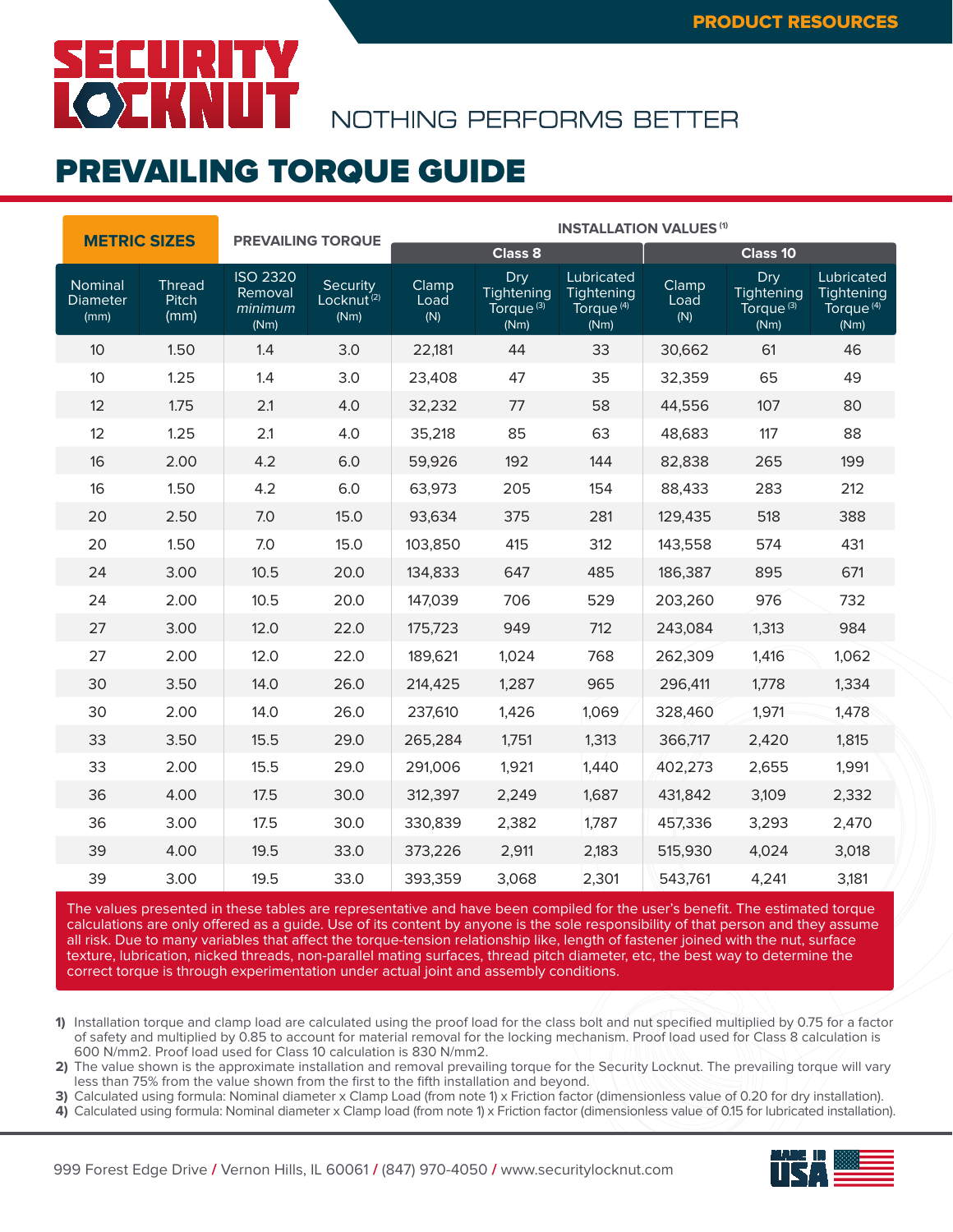PRODUCT RESOURCES

# SECURITY LOCKNUT

NOTHING PERFORMS BETTER

## PREVAILING TORQUE GUIDE

| METRIC SIZES | | PREVAILING TORQUE | | INSTALLATION VALUES [1] | | | | | |
|---|---|---|---|---|---|---|---|---|---|
| | | | | Class 8 | | | Class 10 | | |
| Nominal Diameter (mm) | Thread Pitch (mm) | ISO 2320 Removal *minimum* (Nm) | Security Locknut [2] (Nm) | Clamp Load (N) | Dry Tightening Torque [3] (Nm) | Lubricated Tightening Torque [4] (Nm) | Clamp Load (N) | Dry Tightening Torque [3] (Nm) | Lubricated Tightening Torque [4] (Nm) |
| 10 | 1.50 | 1.4 | 3.0 | 22,181 | 44 | 33 | 30,662 | 61 | 46 |
| 10 | 1.25 | 1.4 | 3.0 | 23,408 | 47 | 35 | 32,359 | 65 | 49 |
| 12 | 1.75 | 2.1 | 4.0 | 32,232 | 77 | 58 | 44,556 | 107 | 80 |
| 12 | 1.25 | 2.1 | 4.0 | 35,218 | 85 | 63 | 48,683 | 117 | 88 |
| 16 | 2.00 | 4.2 | 6.0 | 59,926 | 192 | 144 | 82,838 | 265 | 199 |
| 16 | 1.50 | 4.2 | 6.0 | 63,973 | 205 | 154 | 88,433 | 283 | 212 |
| 20 | 2.50 | 7.0 | 15.0 | 93,634 | 375 | 281 | 129,435 | 518 | 388 |
| 20 | 1.50 | 7.0 | 15.0 | 103,850 | 415 | 312 | 143,558 | 574 | 431 |
| 24 | 3.00 | 10.5 | 20.0 | 134,833 | 647 | 485 | 186,387 | 895 | 671 |
| 24 | 2.00 | 10.5 | 20.0 | 147,039 | 706 | 529 | 203,260 | 976 | 732 |
| 27 | 3.00 | 12.0 | 22.0 | 175,723 | 949 | 712 | 243,084 | 1,313 | 984 |
| 27 | 2.00 | 12.0 | 22.0 | 189,621 | 1,024 | 768 | 262,309 | 1,416 | 1,062 |
| 30 | 3.50 | 14.0 | 26.0 | 214,425 | 1,287 | 965 | 296,411 | 1,778 | 1,334 |
| 30 | 2.00 | 14.0 | 26.0 | 237,610 | 1,426 | 1,069 | 328,460 | 1,971 | 1,478 |
| 33 | 3.50 | 15.5 | 29.0 | 265,284 | 1,751 | 1,313 | 366,717 | 2,420 | 1,815 |
| 33 | 2.00 | 15.5 | 29.0 | 291,006 | 1,921 | 1,440 | 402,273 | 2,655 | 1,991 |
| 36 | 4.00 | 17.5 | 30.0 | 312,397 | 2,249 | 1,687 | 431,842 | 3,109 | 2,332 |
| 36 | 3.00 | 17.5 | 30.0 | 330,839 | 2,382 | 1,787 | 457,336 | 3,293 | 2,470 |
| 39 | 4.00 | 19.5 | 33.0 | 373,226 | 2,911 | 2,183 | 515,930 | 4,024 | 3,018 |
| 39 | 3.00 | 19.5 | 33.0 | 393,359 | 3,068 | 2,301 | 543,761 | 4,241 | 3,181 |

The values presented in these tables are representative and have been compiled for the user's benefit. The estimated torque calculations are only offered as a guide. Use of its content by anyone is the sole responsibility of that person and they assume all risk. Due to many variables that affect the torque-tension relationship like, length of fastener joined with the nut, surface texture, lubrication, nicked threads, non-parallel mating surfaces, thread pitch diameter, etc, the best way to determine the correct torque is through experimentation under actual joint and assembly conditions.

1) Installation torque and clamp load are calculated using the proof load for the class bolt and nut specified multiplied by 0.75 for a factor of safety and multiplied by 0.85 to account for material removal for the locking mechanism. Proof load used for Class 8 calculation is 600 N/mm2. Proof load used for Class 10 calculation is 830 N/mm2.
2) The value shown is the approximate installation and removal prevailing torque for the Security Locknut. The prevailing torque will vary less than 75% from the value shown from the first to the fifth installation and beyond.
3) Calculated using formula: Nominal diameter x Clamp Load (from note 1) x Friction factor (dimensionless value of 0.20 for dry installation).
4) Calculated using formula: Nominal diameter x Clamp load (from note 1) x Friction factor (dimensionless value of 0.15 for lubricated installation).

999 Forest Edge Drive / Vernon Hills, IL 60061 / (847) 970-4050 / www.securitylocknut.com

MADE IN USA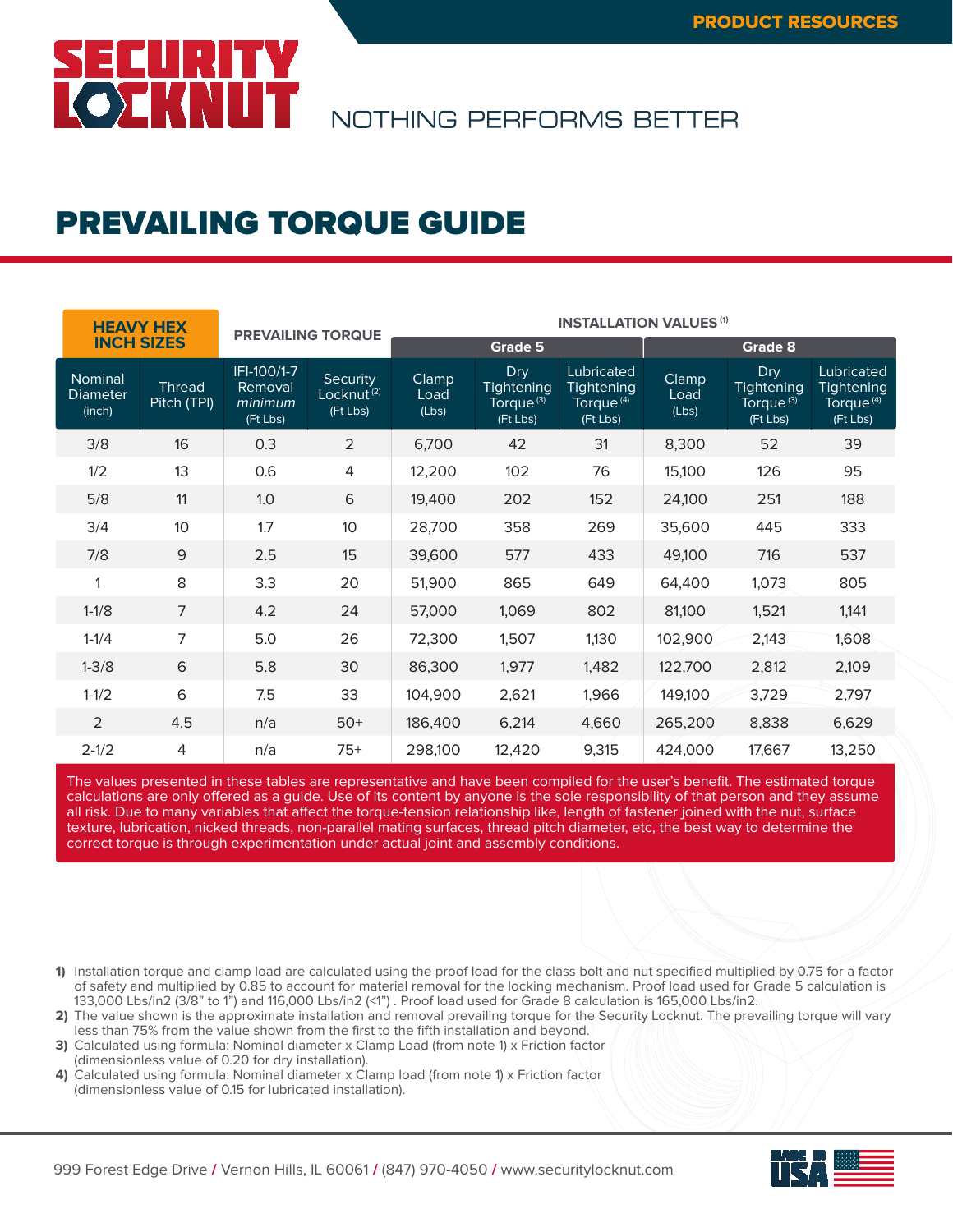PRODUCT RESOURCES

SECURITY LOCKNUT

NOTHING PERFORMS BETTER

# PREVAILING TORQUE GUIDE

| HEAVY HEX INCH SIZES | | PREVAILING TORQUE | | INSTALLATION VALUES [1] | | | | | |
|---|---|---|---|---|---|---|---|---|---|
| | | | | Grade 5 | | | Grade 8 | | |
| Nominal Diameter (inch) | Thread Pitch (TPI) | IFI-100/1-7 Removal *minimum* (Ft Lbs) | Security Locknut [2] (Ft Lbs) | Clamp Load (Lbs) | Dry Tightening Torque [3] (Ft Lbs) | Lubricated Tightening Torque [4] (Ft Lbs) | Clamp Load (Lbs) | Dry Tightening Torque [3] (Ft Lbs) | Lubricated Tightening Torque [4] (Ft Lbs) |
| 3/8 | 16 | 0.3 | 2 | 6,700 | 42 | 31 | 8,300 | 52 | 39 |
| 1/2 | 13 | 0.6 | 4 | 12,200 | 102 | 76 | 15,100 | 126 | 95 |
| 5/8 | 11 | 1.0 | 6 | 19,400 | 202 | 152 | 24,100 | 251 | 188 |
| 3/4 | 10 | 1.7 | 10 | 28,700 | 358 | 269 | 35,600 | 445 | 333 |
| 7/8 | 9 | 2.5 | 15 | 39,600 | 577 | 433 | 49,100 | 716 | 537 |
| 1 | 8 | 3.3 | 20 | 51,900 | 865 | 649 | 64,400 | 1,073 | 805 |
| 1-1/8 | 7 | 4.2 | 24 | 57,000 | 1,069 | 802 | 81,100 | 1,521 | 1,141 |
| 1-1/4 | 7 | 5.0 | 26 | 72,300 | 1,507 | 1,130 | 102,900 | 2,143 | 1,608 |
| 1-3/8 | 6 | 5.8 | 30 | 86,300 | 1,977 | 1,482 | 122,700 | 2,812 | 2,109 |
| 1-1/2 | 6 | 7.5 | 33 | 104,900 | 2,621 | 1,966 | 149,100 | 3,729 | 2,797 |
| 2 | 4.5 | n/a | 50+ | 186,400 | 6,214 | 4,660 | 265,200 | 8,838 | 6,629 |
| 2-1/2 | 4 | n/a | 75+ | 298,100 | 12,420 | 9,315 | 424,000 | 17,667 | 13,250 |

The values presented in these tables are representative and have been compiled for the user's benefit. The estimated torque calculations are only offered as a guide. Use of its content by anyone is the sole responsibility of that person and they assume all risk. Due to many variables that affect the torque-tension relationship like, length of fastener joined with the nut, surface texture, lubrication, nicked threads, non-parallel mating surfaces, thread pitch diameter, etc, the best way to determine the correct torque is through experimentation under actual joint and assembly conditions.

1) Installation torque and clamp load are calculated using the proof load for the class bolt and nut specified multiplied by 0.75 for a factor of safety and multiplied by 0.85 to account for material removal for the locking mechanism. Proof load used for Grade 5 calculation is 133,000 Lbs/in2 (3/8" to 1") and 116,000 Lbs/in2 (<1") . Proof load used for Grade 8 calculation is 165,000 Lbs/in2.
2) The value shown is the approximate installation and removal prevailing torque for the Security Locknut. The prevailing torque will vary less than 75% from the value shown from the first to the fifth installation and beyond.
3) Calculated using formula: Nominal diameter x Clamp Load (from note 1) x Friction factor (dimensionless value of 0.20 for dry installation).
4) Calculated using formula: Nominal diameter x Clamp load (from note 1) x Friction factor (dimensionless value of 0.15 for lubricated installation).

999 Forest Edge Drive / Vernon Hills, IL 60061 / (847) 970-4050 / www.securitylocknut.com

MADE IN USA